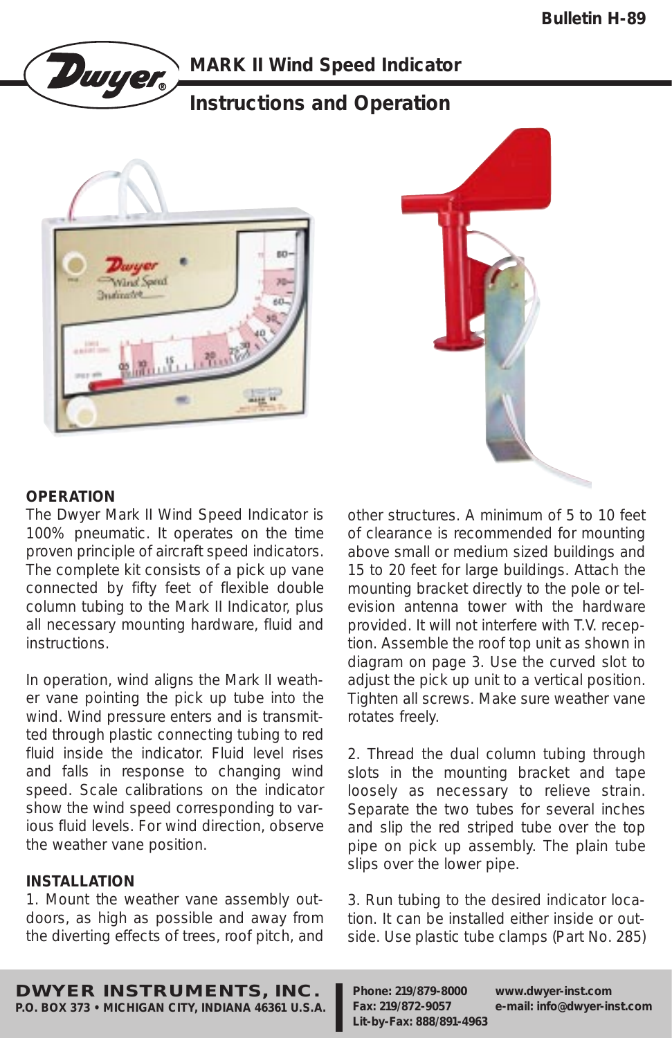# MARK II Wind Speed Indicator

## Instructions and Operation

### OPERATION

The Dwyer Mark II Wind Speed Indicator is 100% pneumatic. It operates on the time proven principle of aircraft speed indicators. The complete kit consists of a pick up vane connected by fifty feet of flexible double column tubing to the Mark II Indicator, plus all necessary mounting hardware, fluid and instructions.

In operation, wind aligns the Mark II weather vane pointing the pick up tube into the wind. Wind pressure enters and is transmitted through plastic connecting tubing to red fluid inside the indicator. Fluid level rises and falls in response to changing wind speed. Scale calibrations on the indicator show the wind speed corresponding to various fluid levels. For wind direction, observe the weather vane position.

### INSTALLATION

1. Mount the weather vane assembly outdoors, as high as possible and away from the diverting effects of trees, roof pitch, and other structures. A minimum of 5 to 10 feet of clearance is recommended for mounting above small or medium sized buildings and 15 to 20 feet for large buildings. Attach the mounting bracket directly to the pole or television antenna tower with the hardware provided. It will not interfere with T.V. reception. Assemble the roof top unit as shown in diagram on page 3. Use the curved slot to adjust the pick up unit to a vertical position. Tighten all screws. Make sure weather vane rotates freely.

2. Thread the dual column tubing through slots in the mounting bracket and tape loosely as necessary to relieve strain. Separate the two tubes for several inches and slip the red striped tube over the top pipe on pick up assembly. The plain tube slips over the lower pipe.

3. Run tubing to the desired indicator location. It can be installed either inside or outside. Use plastic tube clamps (Part No. 285)

**DWYER INSTRUMENTS, INC.**
**P.O. BOX 373 • MICHIGAN CITY, INDIANA 46361 U.S.A.**

Phone: 219/879-8000
Fax: 219/872-9057
Lit-by-Fax: 888/891-4963
www.dwyer-inst.com
e-mail: info@dwyer-inst.com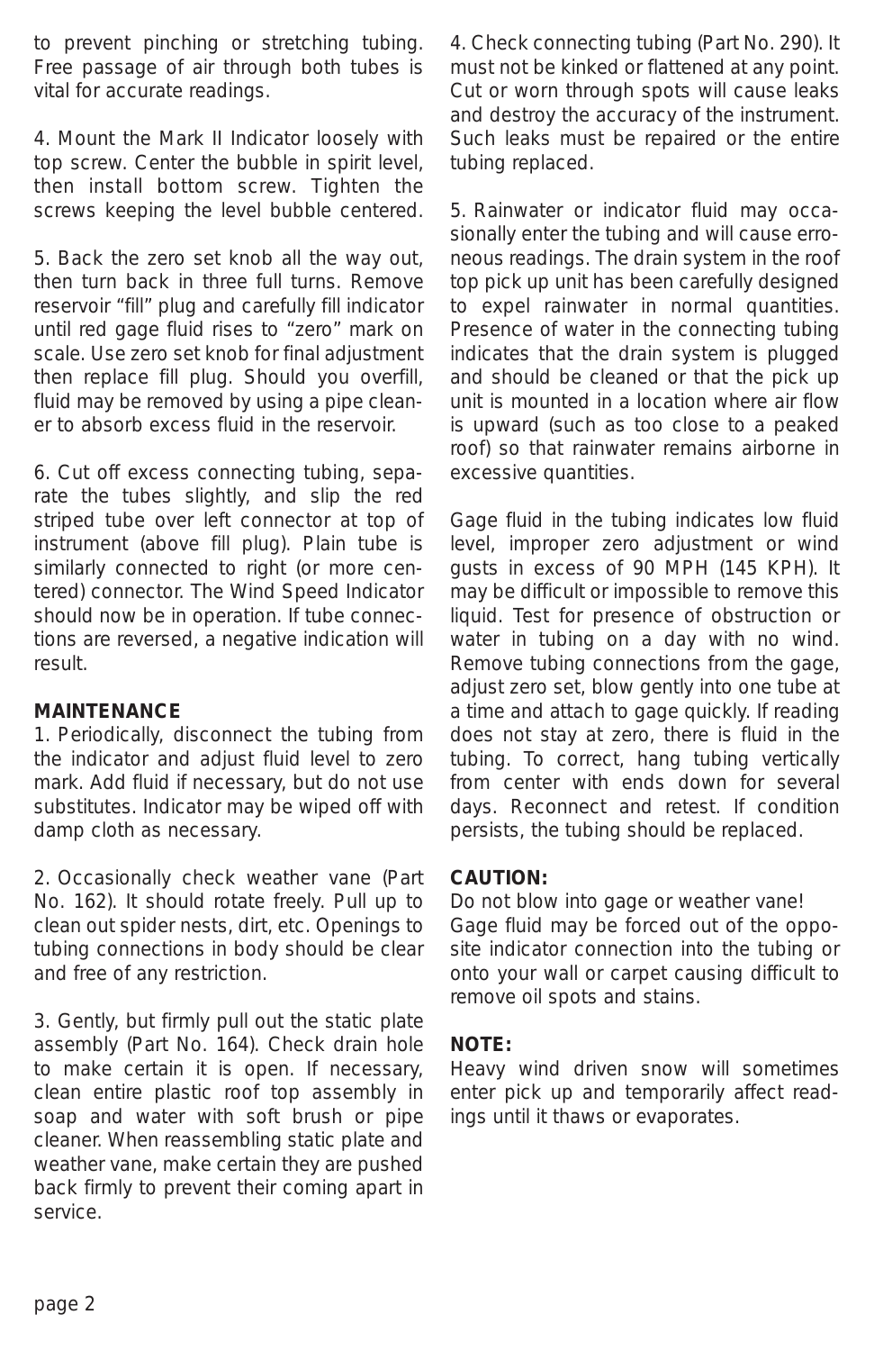to prevent pinching or stretching tubing. Free passage of air through both tubes is vital for accurate readings.

4. Mount the Mark II Indicator loosely with top screw. Center the bubble in spirit level, then install bottom screw. Tighten the screws keeping the level bubble centered.

5. Back the zero set knob all the way out, then turn back in three full turns. Remove reservoir “fill” plug and carefully fill indicator until red gage fluid rises to “zero” mark on scale. Use zero set knob for final adjustment then replace fill plug. Should you overfill, fluid may be removed by using a pipe cleaner to absorb excess fluid in the reservoir.

6. Cut off excess connecting tubing, separate the tubes slightly, and slip the red striped tube over left connector at top of instrument (above fill plug). Plain tube is similarly connected to right (or more centered) connector. The Wind Speed Indicator should now be in operation. If tube connections are reversed, a negative indication will result.

**MAINTENANCE**

1. Periodically, disconnect the tubing from the indicator and adjust fluid level to zero mark. Add fluid if necessary, but do not use substitutes. Indicator may be wiped off with damp cloth as necessary.

2. Occasionally check weather vane (Part No. 162). It should rotate freely. Pull up to clean out spider nests, dirt, etc. Openings to tubing connections in body should be clear and free of any restriction.

3. Gently, but firmly pull out the static plate assembly (Part No. 164). Check drain hole to make certain it is open. If necessary, clean entire plastic roof top assembly in soap and water with soft brush or pipe cleaner. When reassembling static plate and weather vane, make certain they are pushed back firmly to prevent their coming apart in service.

4. Check connecting tubing (Part No. 290). It must not be kinked or flattened at any point. Cut or worn through spots will cause leaks and destroy the accuracy of the instrument. Such leaks must be repaired or the entire tubing replaced.

5. Rainwater or indicator fluid may occasionally enter the tubing and will cause erroneous readings. The drain system in the roof top pick up unit has been carefully designed to expel rainwater in normal quantities. Presence of water in the connecting tubing indicates that the drain system is plugged and should be cleaned or that the pick up unit is mounted in a location where air flow is upward (such as too close to a peaked roof) so that rainwater remains airborne in excessive quantities.

Gage fluid in the tubing indicates low fluid level, improper zero adjustment or wind gusts in excess of 90 MPH (145 KPH). It may be difficult or impossible to remove this liquid. Test for presence of obstruction or water in tubing on a day with no wind. Remove tubing connections from the gage, adjust zero set, blow gently into one tube at a time and attach to gage quickly. If reading does not stay at zero, there is fluid in the tubing. To correct, hang tubing vertically from center with ends down for several days. Reconnect and retest. If condition persists, the tubing should be replaced.

**CAUTION:**

Do not blow into gage or weather vane!
Gage fluid may be forced out of the opposite indicator connection into the tubing or onto your wall or carpet causing difficult to remove oil spots and stains.

**NOTE:**

Heavy wind driven snow will sometimes enter pick up and temporarily affect readings until it thaws or evaporates.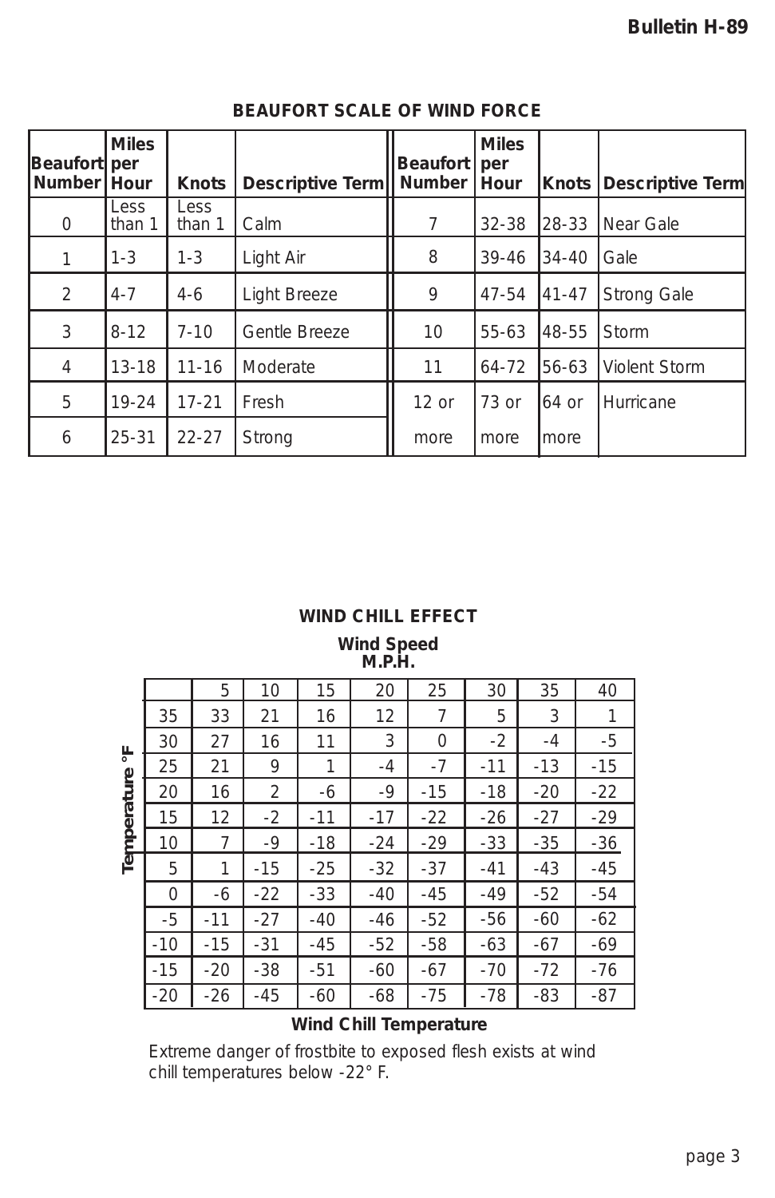## BEAUFORT SCALE OF WIND FORCE

| Beaufort Number | Miles per Hour | Knots | Descriptive Term | Beaufort Number | Miles per Hour | Knots | Descriptive Term |
|---|---|---|---|---|---|---|---|
| 0 | Less than 1 | Less than 1 | Calm | 7 | 32-38 | 28-33 | Near Gale |
| 1 | 1-3 | 1-3 | Light Air | 8 | 39-46 | 34-40 | Gale |
| 2 | 4-7 | 4-6 | Light Breeze | 9 | 47-54 | 41-47 | Strong Gale |
| 3 | 8-12 | 7-10 | Gentle Breeze | 10 | 55-63 | 48-55 | Storm |
| 4 | 13-18 | 11-16 | Moderate | 11 | 64-72 | 56-63 | Violent Storm |
| 5 | 19-24 | 17-21 | Fresh | 12 or more | 73 or more | 64 or more | Hurricane |
| 6 | 25-31 | 22-27 | Strong | | | | |

## WIND CHILL EFFECT

**Wind Speed M.P.H.**

| Temperature °F | 5 | 10 | 15 | 20 | 25 | 30 | 35 | 40 |
|---|---|---|---|---|---|---|---|---|
| 35 | 33 | 21 | 16 | 12 | 7 | 5 | 3 | 1 |
| 30 | 27 | 16 | 11 | 3 | 0 | -2 | -4 | -5 |
| 25 | 21 | 9 | 1 | -4 | -7 | -11 | -13 | -15 |
| 20 | 16 | 2 | -6 | -9 | -15 | -18 | -20 | -22 |
| 15 | 12 | -2 | -11 | -17 | -22 | -26 | -27 | -29 |
| 10 | 7 | -9 | -18 | -24 | -29 | -33 | -35 | -36 |
| 5 | 1 | -15 | -25 | -32 | -37 | -41 | -43 | -45 |
| 0 | -6 | -22 | -33 | -40 | -45 | -49 | -52 | -54 |
| -5 | -11 | -27 | -40 | -46 | -52 | -56 | -60 | -62 |
| -10 | -15 | -31 | -45 | -52 | -58 | -63 | -67 | -69 |
| -15 | -20 | -38 | -51 | -60 | -67 | -70 | -72 | -76 |
| -20 | -26 | -45 | -60 | -68 | -75 | -78 | -83 | -87 |

**Wind Chill Temperature**

Extreme danger of frostbite to exposed flesh exists at wind chill temperatures below -22° F.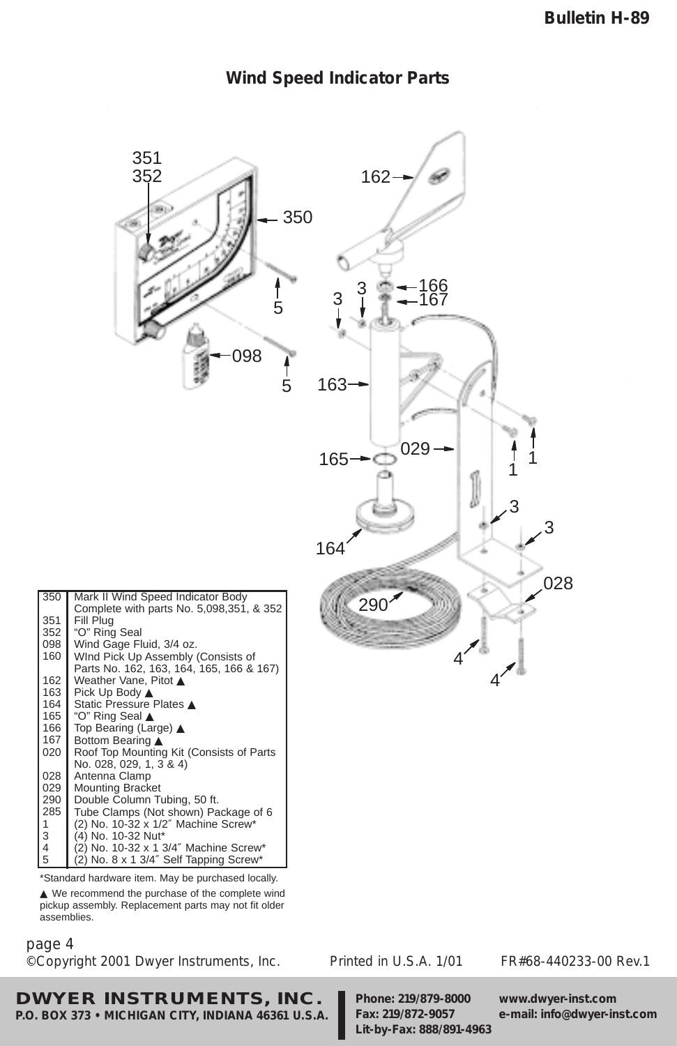## Wind Speed Indicator Parts

351
352
350
5
098
5
162
3
3
166
167
163
165
029
1
1
164
3
3
028
290
4
4

| | |
|---|---|
| 350 | Mark II Wind Speed Indicator Body Complete with parts No. 5,098,351, & 352 |
| 351 | Fill Plug |
| 352 | "O" Ring Seal |
| 098 | Wind Gage Fluid, 3/4 oz. |
| 160 | WInd Pick Up Assembly (Consists of Parts No. 162, 163, 164, 165, 166 & 167) |
| 162 | Weather Vane, Pitot ▲ |
| 163 | Pick Up Body ▲ |
| 164 | Static Pressure Plates ▲ |
| 165 | "O" Ring Seal ▲ |
| 166 | Top Bearing (Large) ▲ |
| 167 | Bottom Bearing ▲ |
| 020 | Roof Top Mounting Kit (Consists of Parts No. 028, 029, 1, 3 & 4) |
| 028 | Antenna Clamp |
| 029 | Mounting Bracket |
| 290 | Double Column Tubing, 50 ft. |
| 285 | Tube Clamps (Not shown) Package of 6 |
| 1 | (2) No. 10-32 x 1/2″ Machine Screw* |
| 3 | (4) No. 10-32 Nut* |
| 4 | (2) No. 10-32 x 1 3/4″ Machine Screw* |
| 5 | (2) No. 8 x 1 3/4″ Self Tapping Screw* |

*Standard hardware item. May be purchased locally.

▲ We recommend the purchase of the complete wind pickup assembly. Replacement parts may not fit older assemblies.

©Copyright 2001 Dwyer Instruments, Inc. Printed in U.S.A. 1/01 FR#68-440233-00 Rev.1

**DWYER INSTRUMENTS, INC.**
**P.O. BOX 373 • MICHIGAN CITY, INDIANA 46361 U.S.A.**

**Phone: 219/879-8000**
**Fax: 219/872-9057**
**Lit-by-Fax: 888/891-4963**

**www.dwyer-inst.com**
**e-mail: info@dwyer-inst.com**